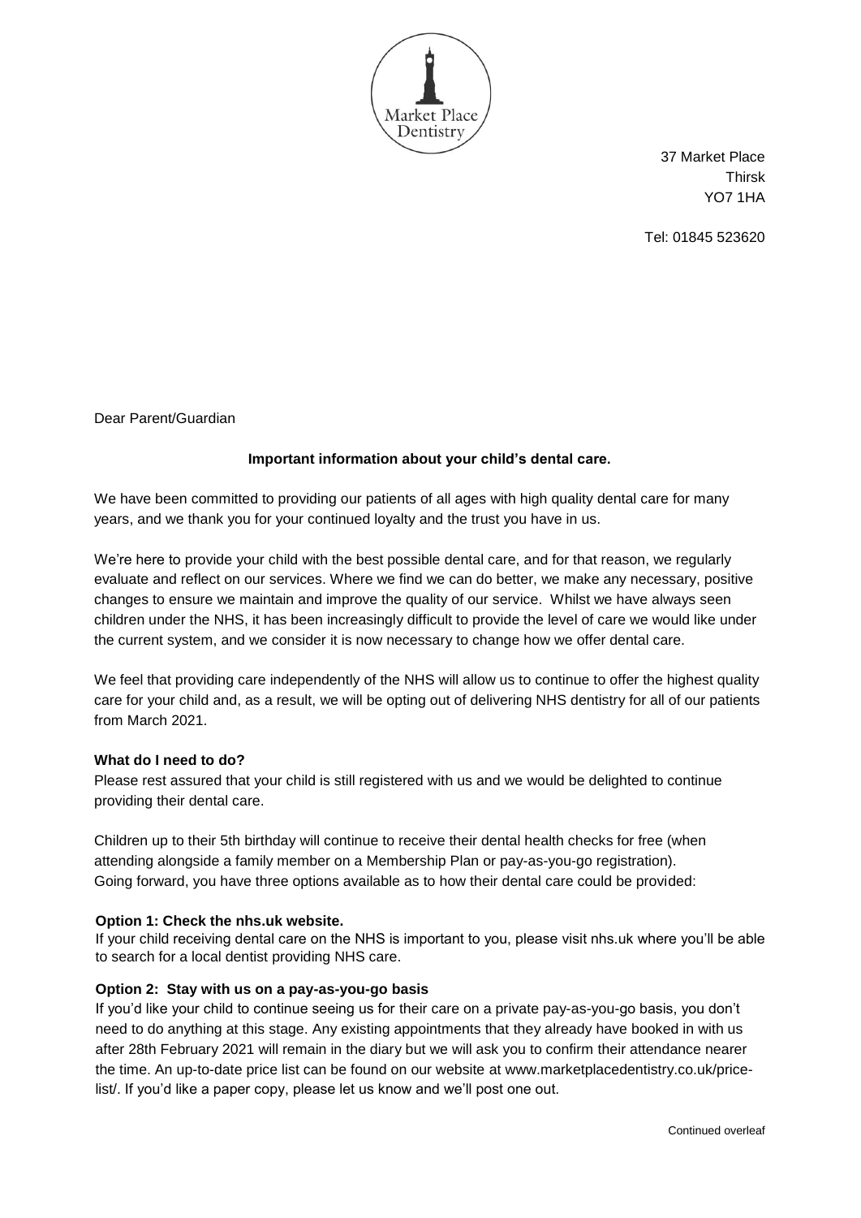Market Place Dentistry

37 Market Place
Thirsk
YO7 1HA

Tel: 01845 523620

Dear Parent/Guardian

**Important information about your child's dental care.**

We have been committed to providing our patients of all ages with high quality dental care for many years, and we thank you for your continued loyalty and the trust you have in us.

We're here to provide your child with the best possible dental care, and for that reason, we regularly evaluate and reflect on our services. Where we find we can do better, we make any necessary, positive changes to ensure we maintain and improve the quality of our service. Whilst we have always seen children under the NHS, it has been increasingly difficult to provide the level of care we would like under the current system, and we consider it is now necessary to change how we offer dental care.

We feel that providing care independently of the NHS will allow us to continue to offer the highest quality care for your child and, as a result, we will be opting out of delivering NHS dentistry for all of our patients from March 2021.

**What do I need to do?**

Please rest assured that your child is still registered with us and we would be delighted to continue providing their dental care.

Children up to their 5th birthday will continue to receive their dental health checks for free (when attending alongside a family member on a Membership Plan or pay-as-you-go registration).
Going forward, you have three options available as to how their dental care could be provided:

**Option 1: Check the nhs.uk website.**

If your child receiving dental care on the NHS is important to you, please visit nhs.uk where you'll be able to search for a local dentist providing NHS care.

**Option 2: Stay with us on a pay-as-you-go basis**

If you'd like your child to continue seeing us for their care on a private pay-as-you-go basis, you don't need to do anything at this stage. Any existing appointments that they already have booked in with us after 28th February 2021 will remain in the diary but we will ask you to confirm their attendance nearer the time. An up-to-date price list can be found on our website at www.marketplacedentistry.co.uk/price-list/. If you'd like a paper copy, please let us know and we'll post one out.

Continued overleaf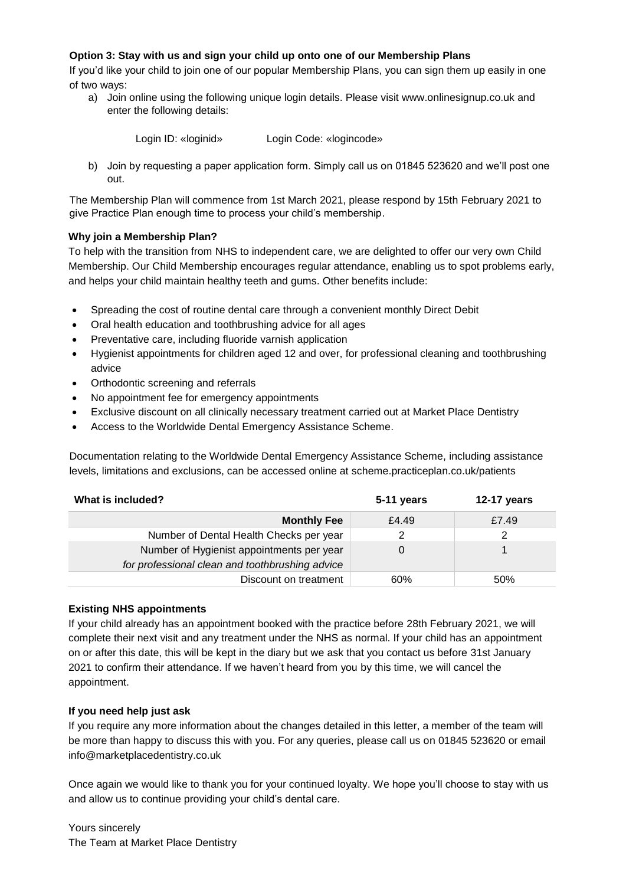**Option 3: Stay with us and sign your child up onto one of our Membership Plans**

If you'd like your child to join one of our popular Membership Plans, you can sign them up easily in one of two ways:

a) Join online using the following unique login details. Please visit www.onlinesignup.co.uk and enter the following details:

   Login ID: «loginid»          Login Code: «logincode»

b) Join by requesting a paper application form. Simply call us on 01845 523620 and we'll post one out.

The Membership Plan will commence from 1st March 2021, please respond by 15th February 2021 to give Practice Plan enough time to process your child's membership.

**Why join a Membership Plan?**

To help with the transition from NHS to independent care, we are delighted to offer our very own Child Membership. Our Child Membership encourages regular attendance, enabling us to spot problems early, and helps your child maintain healthy teeth and gums. Other benefits include:

- Spreading the cost of routine dental care through a convenient monthly Direct Debit
- Oral health education and toothbrushing advice for all ages
- Preventative care, including fluoride varnish application
- Hygienist appointments for children aged 12 and over, for professional cleaning and toothbrushing advice
- Orthodontic screening and referrals
- No appointment fee for emergency appointments
- Exclusive discount on all clinically necessary treatment carried out at Market Place Dentistry
- Access to the Worldwide Dental Emergency Assistance Scheme.

Documentation relating to the Worldwide Dental Emergency Assistance Scheme, including assistance levels, limitations and exclusions, can be accessed online at scheme.practiceplan.co.uk/patients

| What is included? | 5-11 years | 12-17 years |
|---|---|---|
| **Monthly Fee** | £4.49 | £7.49 |
| Number of Dental Health Checks per year | 2 | 2 |
| Number of Hygienist appointments per year *for professional clean and toothbrushing advice* | 0 | 1 |
| Discount on treatment | 60% | 50% |

**Existing NHS appointments**

If your child already has an appointment booked with the practice before 28th February 2021, we will complete their next visit and any treatment under the NHS as normal. If your child has an appointment on or after this date, this will be kept in the diary but we ask that you contact us before 31st January 2021 to confirm their attendance. If we haven't heard from you by this time, we will cancel the appointment.

**If you need help just ask**

If you require any more information about the changes detailed in this letter, a member of the team will be more than happy to discuss this with you. For any queries, please call us on 01845 523620 or email info@marketplacedentistry.co.uk

Once again we would like to thank you for your continued loyalty. We hope you'll choose to stay with us and allow us to continue providing your child's dental care.

Yours sincerely
The Team at Market Place Dentistry